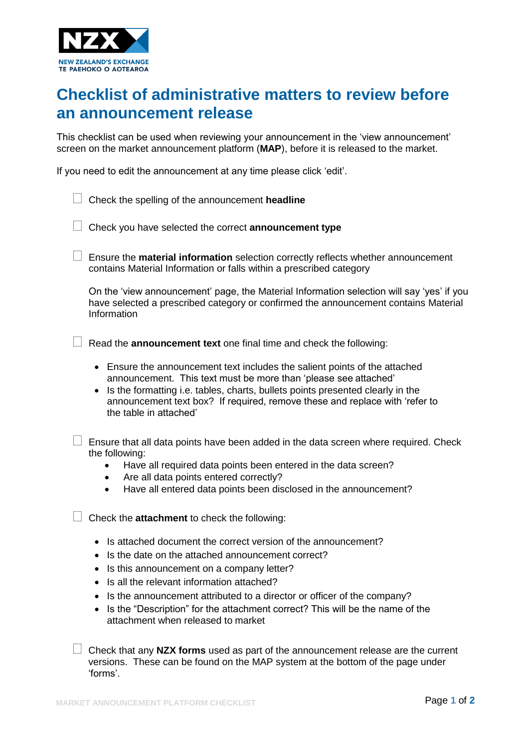NZX
NEW ZEALAND'S EXCHANGE
TE PAEHOKO O AOTEAROA

# Checklist of administrative matters to review before an announcement release

This checklist can be used when reviewing your announcement in the 'view announcement' screen on the market announcement platform (**MAP**), before it is released to the market.

If you need to edit the announcement at any time please click 'edit'.

- [ ] Check the spelling of the announcement **headline**

- [ ] Check you have selected the correct **announcement type**

- [ ] Ensure the **material information** selection correctly reflects whether announcement contains Material Information or falls within a prescribed category

  On the 'view announcement' page, the Material Information selection will say 'yes' if you have selected a prescribed category or confirmed the announcement contains Material Information

- [ ] Read the **announcement text** one final time and check the following:

  - Ensure the announcement text includes the salient points of the attached announcement. This text must be more than 'please see attached'
  - Is the formatting i.e. tables, charts, bullets points presented clearly in the announcement text box? If required, remove these and replace with 'refer to the table in attached'

- [ ] Ensure that all data points have been added in the data screen where required. Check the following:
  - Have all required data points been entered in the data screen?
  - Are all data points entered correctly?
  - Have all entered data points been disclosed in the announcement?

- [ ] Check the **attachment** to check the following:

  - Is attached document the correct version of the announcement?
  - Is the date on the attached announcement correct?
  - Is this announcement on a company letter?
  - Is all the relevant information attached?
  - Is the announcement attributed to a director or officer of the company?
  - Is the "Description" for the attachment correct? This will be the name of the attachment when released to market

- [ ] Check that any **NZX forms** used as part of the announcement release are the current versions. These can be found on the MAP system at the bottom of the page under 'forms'.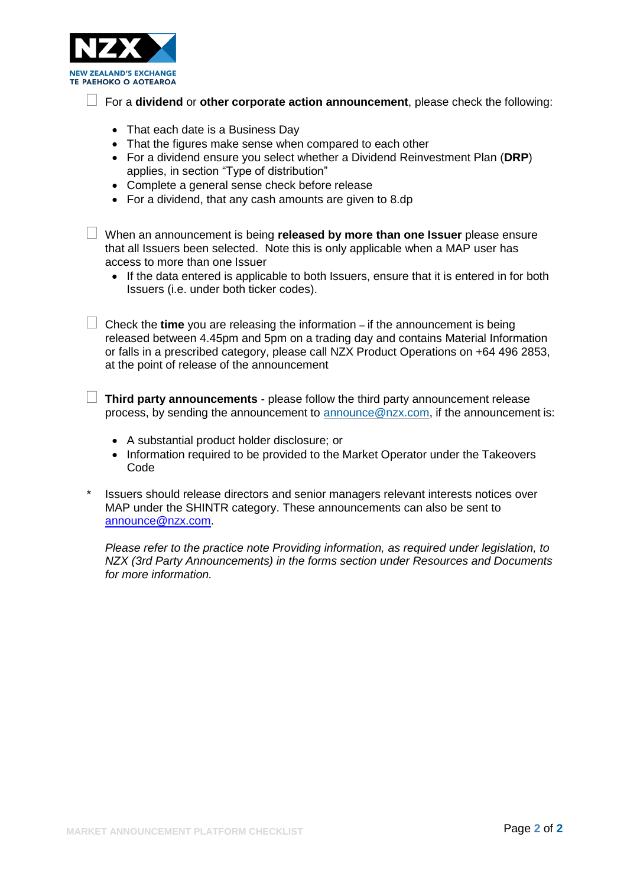- [ ] For a **dividend** or **other corporate action announcement**, please check the following:

  - That each date is a Business Day
  - That the figures make sense when compared to each other
  - For a dividend ensure you select whether a Dividend Reinvestment Plan (**DRP**) applies, in section "Type of distribution"
  - Complete a general sense check before release
  - For a dividend, that any cash amounts are given to 8.dp

- [ ] When an announcement is being **released by more than one Issuer** please ensure that all Issuers been selected. Note this is only applicable when a MAP user has access to more than one Issuer
  - If the data entered is applicable to both Issuers, ensure that it is entered in for both Issuers (i.e. under both ticker codes).

- [ ] Check the **time** you are releasing the information – if the announcement is being released between 4.45pm and 5pm on a trading day and contains Material Information or falls in a prescribed category, please call NZX Product Operations on +64 496 2853, at the point of release of the announcement

- [ ] **Third party announcements** - please follow the third party announcement release process, by sending the announcement to announce@nzx.com, if the announcement is:

  - A substantial product holder disclosure; or
  - Information required to be provided to the Market Operator under the Takeovers Code

\* Issuers should release directors and senior managers relevant interests notices over MAP under the SHINTR category. These announcements can also be sent to announce@nzx.com.

*Please refer to the practice note Providing information, as required under legislation, to NZX (3rd Party Announcements) in the forms section under Resources and Documents for more information.*